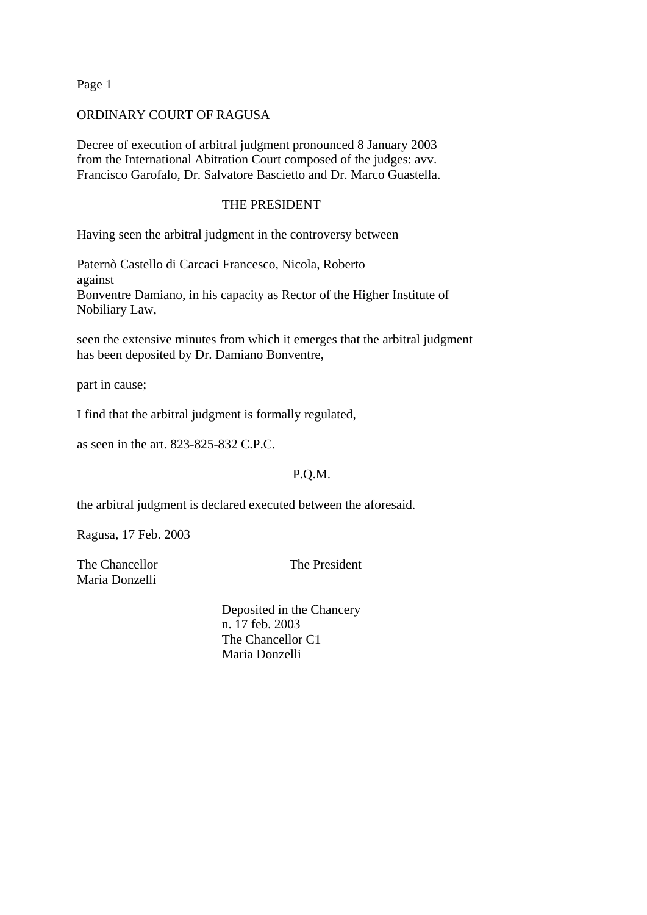ORDINARY COURT OF RAGUSA

Decree of execution of arbitral judgment pronounced 8 January 2003 from the International Abitration Court composed of the judges: avv. Francisco Garofalo, Dr. Salvatore Bascietto and Dr. Marco Guastella.

THE PRESIDENT

Having seen the arbitral judgment in the controversy between

Paternò Castello di Carcaci Francesco, Nicola, Roberto
against
Bonventre Damiano, in his capacity as Rector of the Higher Institute of Nobiliary Law,

seen the extensive minutes from which it emerges that the arbitral judgment has been deposited by Dr. Damiano Bonventre,

part in cause;

I find that the arbitral judgment is formally regulated,

as seen in the art. 823-825-832 C.P.C.

P.Q.M.

the arbitral judgment is declared executed between the aforesaid.

Ragusa, 17 Feb. 2003

The Chancellor
Maria Donzelli

The President

Deposited in the Chancery
n. 17 feb. 2003
The Chancellor C1
Maria Donzelli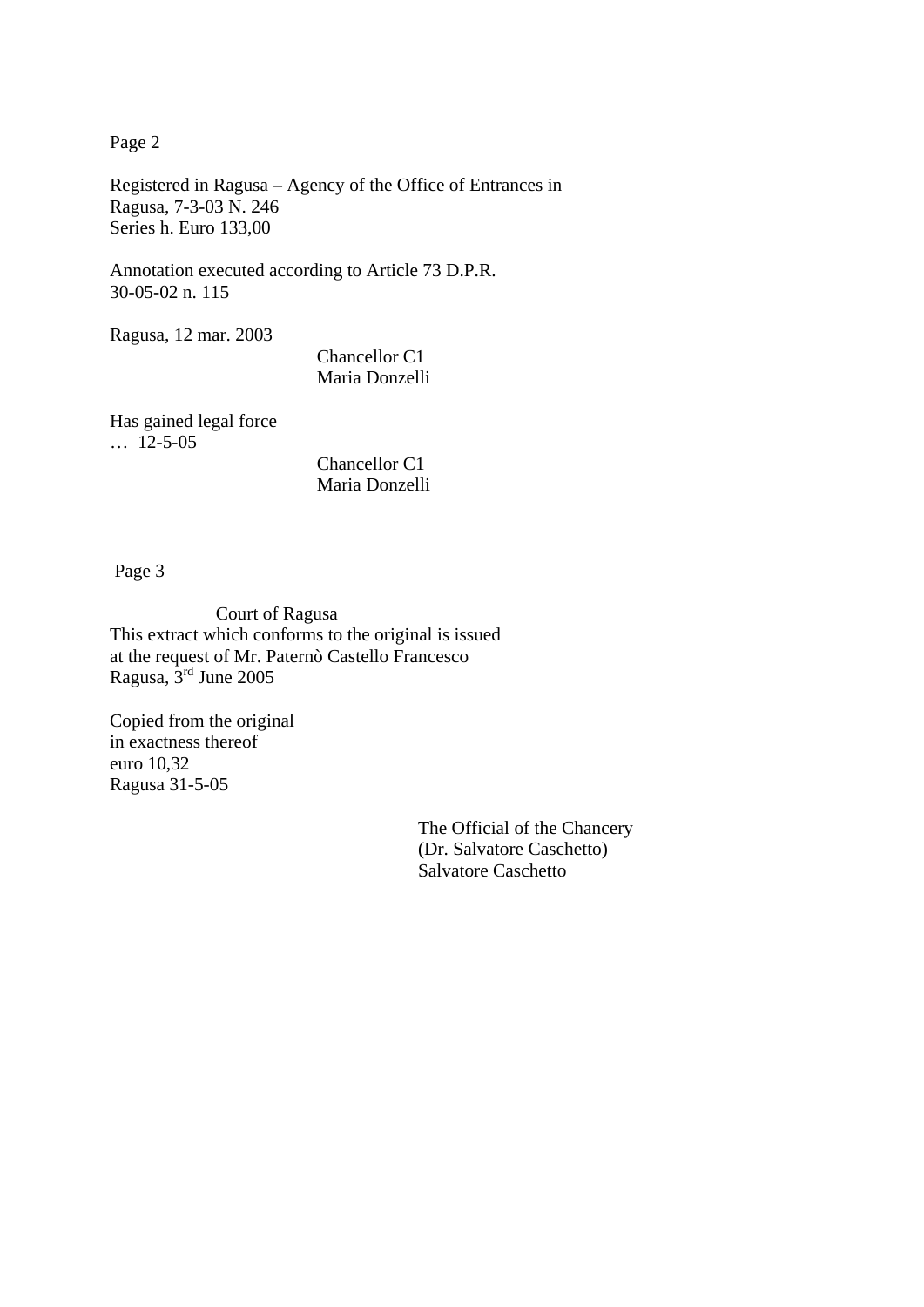Page 2

Registered in Ragusa – Agency of the Office of Entrances in Ragusa, 7-3-03 N. 246
Series h. Euro 133,00

Annotation executed according to Article 73 D.P.R. 30-05-02 n. 115

Ragusa, 12 mar. 2003

Chancellor C1
Maria Donzelli

Has gained legal force
… 12-5-05

Chancellor C1
Maria Donzelli

Page 3

Court of Ragusa

This extract which conforms to the original is issued at the request of Mr. Paternò Castello Francesco
Ragusa, 3rd June 2005

Copied from the original
in exactness thereof
euro 10,32
Ragusa 31-5-05

The Official of the Chancery
(Dr. Salvatore Caschetto)
Salvatore Caschetto